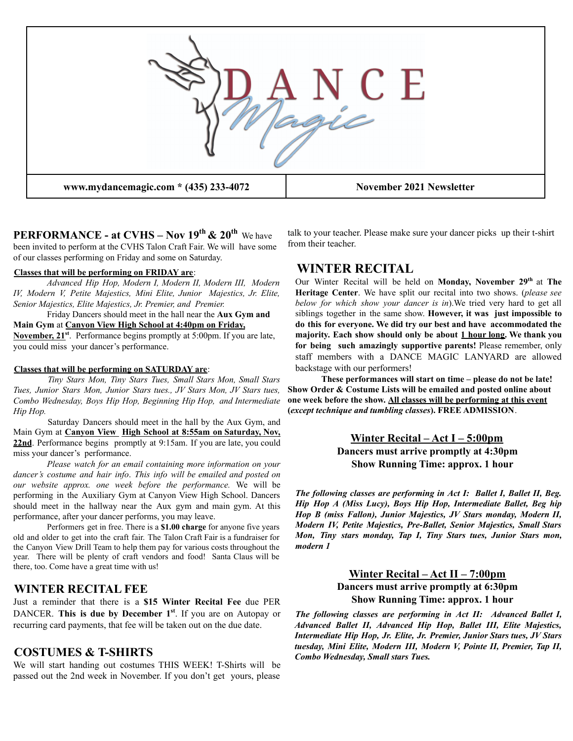# DANCE Magic

www.mydancemagic.com * (435) 233-4072 | November 2021 Newsletter

## PERFORMANCE - at CVHS – Nov 19th & 20th

We have been invited to perform at the CVHS Talon Craft Fair. We will have some of our classes performing on Friday and some on Saturday.

**Classes that will be performing on FRIDAY are**:

*Advanced Hip Hop, Modern I, Modern II, Modern III, Modern IV, Modern V, Petite Majestics, Mini Elite, Junior Majestics, Jr. Elite, Senior Majestics, Elite Majestics, Jr. Premier, and Premier.*

Friday Dancers should meet in the hall near the **Aux Gym and Main Gym** at **Canyon View High School at 4:40pm on Friday, November, 21st**. Performance begins promptly at 5:00pm. If you are late, you could miss your dancer's performance.

**Classes that will be performing on SATURDAY are**:

*Tiny Stars Mon, Tiny Stars Tues, Small Stars Mon, Small Stars Tues, Junior Stars Mon, Junior Stars tues., JV Stars Mon, JV Stars tues, Combo Wednesday, Boys Hip Hop, Beginning Hip Hop, and Intermediate Hip Hop.*

Saturday Dancers should meet in the hall by the Aux Gym, and Main Gym at **Canyon View High School at 8:55am on Saturday, Nov, 22nd**. Performance begins promptly at 9:15am. If you are late, you could miss your dancer's performance.

*Please watch for an email containing more information on your dancer's costume and hair info. This info will be emailed and posted on our website approx. one week before the performance.* We will be performing in the Auxiliary Gym at Canyon View High School. Dancers should meet in the hallway near the Aux gym and main gym. At this performance, after your dancer performs, you may leave.

Performers get in free. There is a **$1.00 charge** for anyone five years old and older to get into the craft fair. The Talon Craft Fair is a fundraiser for the Canyon View Drill Team to help them pay for various costs throughout the year. There will be plenty of craft vendors and food! Santa Claus will be there, too. Come have a great time with us!

## WINTER RECITAL FEE

Just a reminder that there is a **$15 Winter Recital Fee** due PER DANCER. **This is due by December 1st**. If you are on Autopay or recurring card payments, that fee will be taken out on the due date.

## COSTUMES & T-SHIRTS

We will start handing out costumes THIS WEEK! T-Shirts will be passed out the 2nd week in November. If you don't get yours, please talk to your teacher. Please make sure your dancer picks up their t-shirt from their teacher.

## WINTER RECITAL

Our Winter Recital will be held on **Monday, November 29th** at **The Heritage Center**. We have split our recital into two shows. (*please see below for which show your dancer is in*).We tried very hard to get all siblings together in the same show. **However, it was just impossible to do this for everyone. We did try our best and have accommodated the majority. Each show should only be about 1 hour long. We thank you for being such amazingly supportive parents!** Please remember, only staff members with a DANCE MAGIC LANYARD are allowed backstage with our performers!

**These performances will start on time – please do not be late! Show Order & Costume Lists will be emailed and posted online about one week before the show. All classes will be performing at this event (*except technique and tumbling classes*). FREE ADMISSION**.

### Winter Recital – Act I – 5:00pm

**Dancers must arrive promptly at 4:30pm**
**Show Running Time: approx. 1 hour**

***The following classes are performing in Act I: Ballet I, Ballet II, Beg. Hip Hop A (Miss Lucy), Boys Hip Hop, Intermediate Ballet, Beg hip Hop B (miss Fallon), Junior Majestics, JV Stars monday, Modern II, Modern IV, Petite Majestics, Pre-Ballet, Senior Majestics, Small Stars Mon, Tiny stars monday, Tap I, Tiny Stars tues, Junior Stars mon, modern 1***

### Winter Recital – Act II – 7:00pm

**Dancers must arrive promptly at 6:30pm**
**Show Running Time: approx. 1 hour**

***The following classes are performing in Act II: Advanced Ballet I, Advanced Ballet II, Advanced Hip Hop, Ballet III, Elite Majestics, Intermediate Hip Hop, Jr. Elite, Jr. Premier, Junior Stars tues, JV Stars tuesday, Mini Elite, Modern III, Modern V, Pointe II, Premier, Tap II, Combo Wednesday, Small stars Tues.***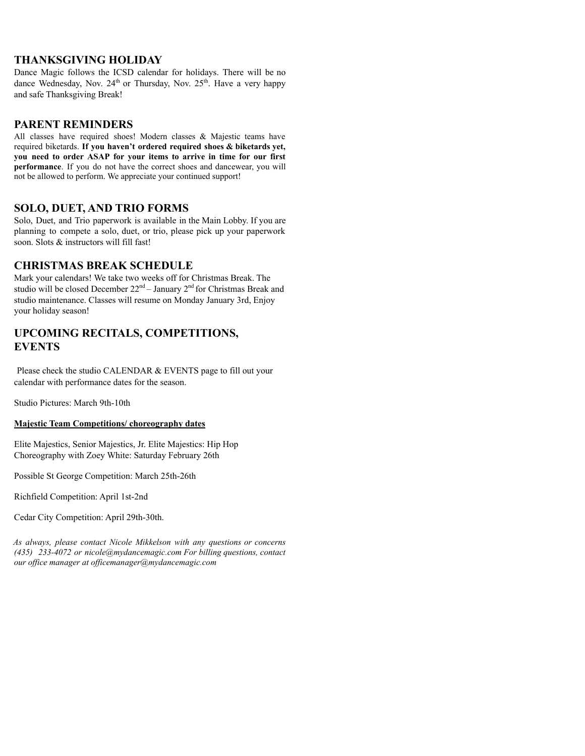## THANKSGIVING HOLIDAY

Dance Magic follows the ICSD calendar for holidays. There will be no dance Wednesday, Nov. 24th or Thursday, Nov. 25th. Have a very happy and safe Thanksgiving Break!

## PARENT REMINDERS

All classes have required shoes! Modern classes & Majestic teams have required biketards. **If you haven't ordered required shoes & biketards yet, you need to order ASAP for your items to arrive in time for our first performance**. If you do not have the correct shoes and dancewear, you will not be allowed to perform. We appreciate your continued support!

## SOLO, DUET, AND TRIO FORMS

Solo, Duet, and Trio paperwork is available in the Main Lobby. If you are planning to compete a solo, duet, or trio, please pick up your paperwork soon. Slots & instructors will fill fast!

## CHRISTMAS BREAK SCHEDULE

Mark your calendars! We take two weeks off for Christmas Break. The studio will be closed December 22nd – January 2nd for Christmas Break and studio maintenance. Classes will resume on Monday January 3rd, Enjoy your holiday season!

## UPCOMING RECITALS, COMPETITIONS, EVENTS

Please check the studio CALENDAR & EVENTS page to fill out your calendar with performance dates for the season.

Studio Pictures: March 9th-10th

**Majestic Team Competitions/ choreography dates**

Elite Majestics, Senior Majestics, Jr. Elite Majestics: Hip Hop Choreography with Zoey White: Saturday February 26th

Possible St George Competition: March 25th-26th

Richfield Competition: April 1st-2nd

Cedar City Competition: April 29th-30th.

*As always, please contact Nicole Mikkelson with any questions or concerns (435) 233-4072 or nicole@mydancemagic.com For billing questions, contact our office manager at officemanager@mydancemagic.com*